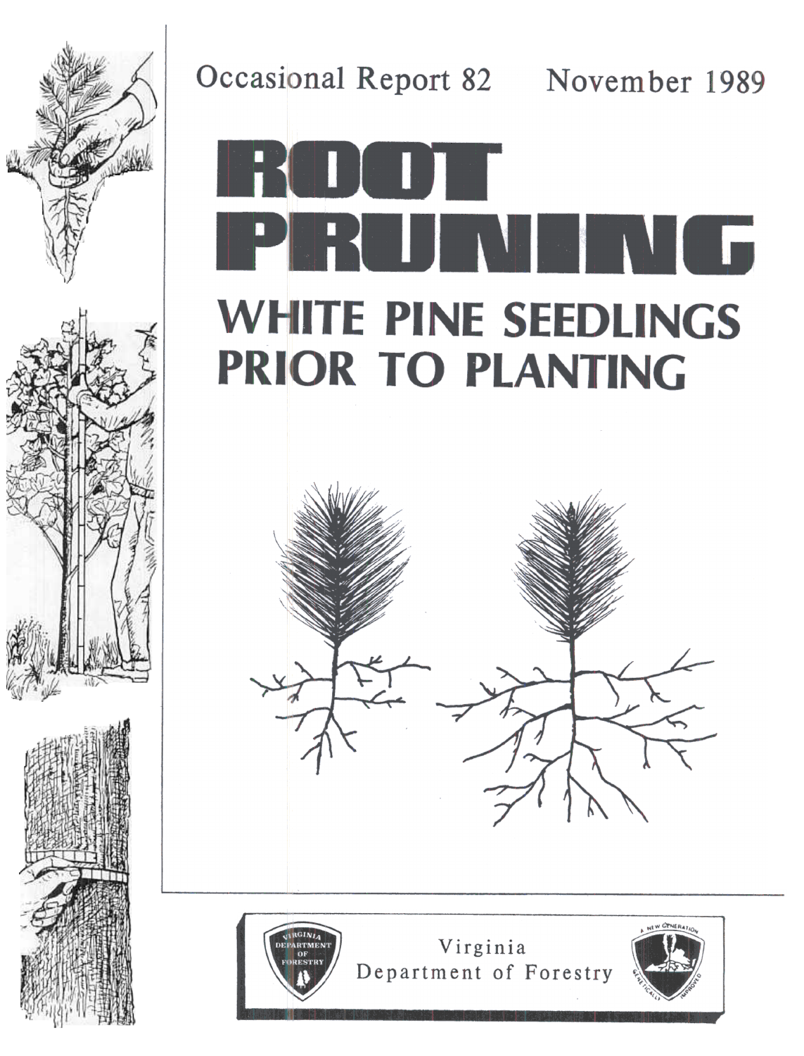Occasional Report 82 November 1989

# ROOT PRUNING

## WHITE PINE SEEDLINGS PRIOR TO PLANTING

Virginia Department of Forestry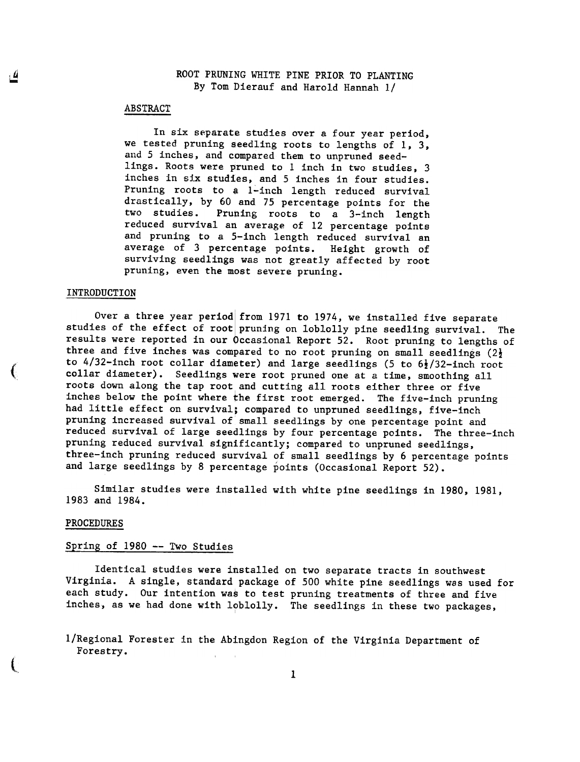# ROOT PRUNING WHITE PINE PRIOR TO PLANTING

By Tom Dierauf and Harold Hannah 1/

## ABSTRACT

In six separate studies over a four year period, we tested pruning seedling roots to lengths of 1, 3, and 5 inches, and compared them to unpruned seedlings. Roots were pruned to 1 inch in two studies, 3 inches in six studies, and 5 inches in four studies. Pruning roots to a 1-inch length reduced survival drastically, by 60 and 75 percentage points for the two studies. Pruning roots to a 3-inch length reduced survival an average of 12 percentage points and pruning to a 5-inch length reduced survival an average of 3 percentage points. Height growth of surviving seedlings was not greatly affected by root pruning, even the most severe pruning.

## INTRODUCTION

Over a three year period from 1971 to 1974, we installed five separate studies of the effect of root pruning on loblolly pine seedling survival. The results were reported in our Occasional Report 52. Root pruning to lengths of three and five inches was compared to no root pruning on small seedlings (2½ to 4/32-inch root collar diameter) and large seedlings (5 to 6½/32-inch root collar diameter). Seedlings were root pruned one at a time, smoothing all roots down along the tap root and cutting all roots either three or five inches below the point where the first root emerged. The five-inch pruning had little effect on survival; compared to unpruned seedlings, five-inch pruning increased survival of small seedlings by one percentage point and reduced survival of large seedlings by four percentage points. The three-inch pruning reduced survival significantly; compared to unpruned seedlings, three-inch pruning reduced survival of small seedlings by 6 percentage points and large seedlings by 8 percentage points (Occasional Report 52).

Similar studies were installed with white pine seedlings in 1980, 1981, 1983 and 1984.

## PROCEDURES

### Spring of 1980 -- Two Studies

Identical studies were installed on two separate tracts in southwest Virginia. A single, standard package of 500 white pine seedlings was used for each study. Our intention was to test pruning treatments of three and five inches, as we had done with loblolly. The seedlings in these two packages,

1/Regional Forester in the Abingdon Region of the Virginia Department of Forestry.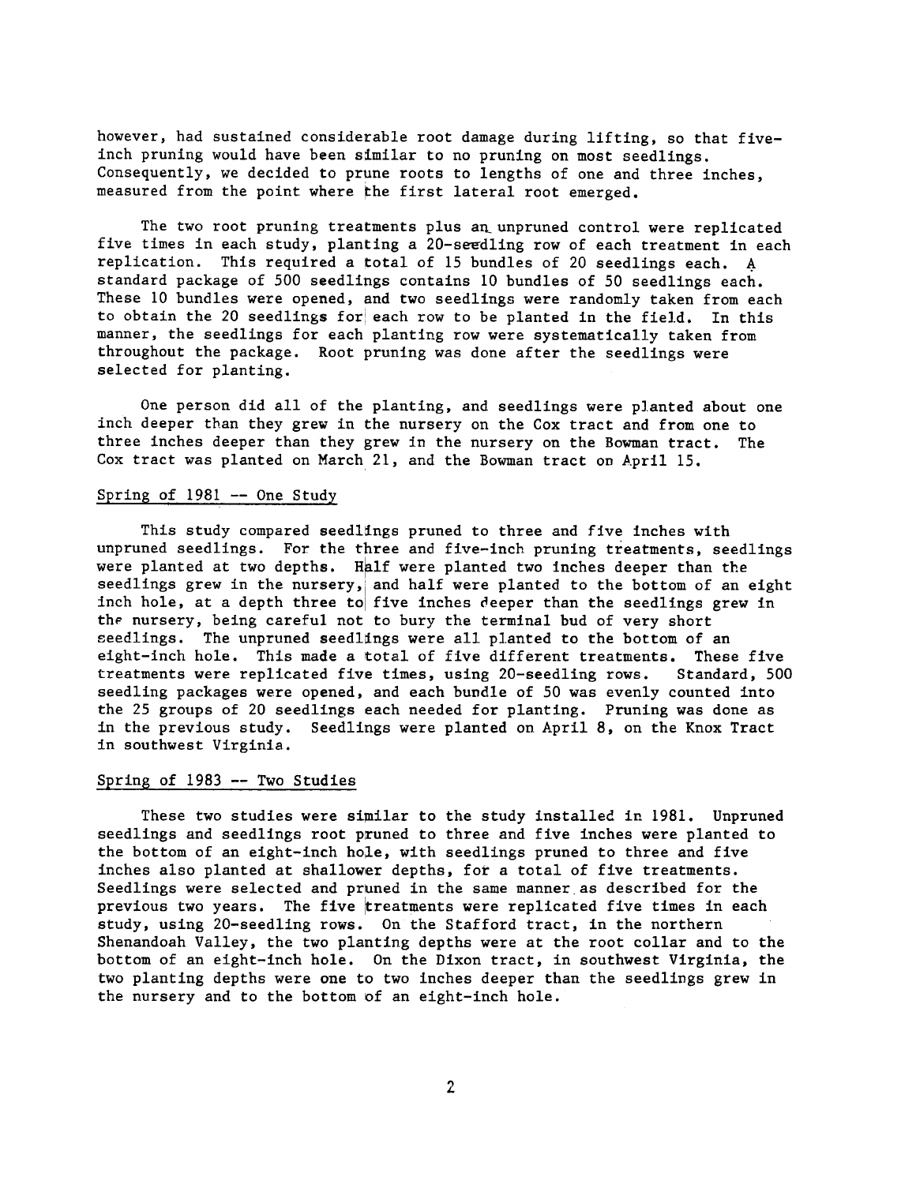however, had sustained considerable root damage during lifting, so that five-inch pruning would have been similar to no pruning on most seedlings. Consequently, we decided to prune roots to lengths of one and three inches, measured from the point where the first lateral root emerged.

The two root pruning treatments plus an unpruned control were replicated five times in each study, planting a 20-seedling row of each treatment in each replication. This required a total of 15 bundles of 20 seedlings each. A standard package of 500 seedlings contains 10 bundles of 50 seedlings each. These 10 bundles were opened, and two seedlings were randomly taken from each to obtain the 20 seedlings for each row to be planted in the field. In this manner, the seedlings for each planting row were systematically taken from throughout the package. Root pruning was done after the seedlings were selected for planting.

One person did all of the planting, and seedlings were planted about one inch deeper than they grew in the nursery on the Cox tract and from one to three inches deeper than they grew in the nursery on the Bowman tract. The Cox tract was planted on March 21, and the Bowman tract on April 15.

## Spring of 1981 -- One Study

This study compared seedlings pruned to three and five inches with unpruned seedlings. For the three and five-inch pruning treatments, seedlings were planted at two depths. Half were planted two inches deeper than the seedlings grew in the nursery, and half were planted to the bottom of an eight inch hole, at a depth three to five inches deeper than the seedlings grew in the nursery, being careful not to bury the terminal bud of very short seedlings. The unpruned seedlings were all planted to the bottom of an eight-inch hole. This made a total of five different treatments. These five treatments were replicated five times, using 20-seedling rows. Standard, 500 seedling packages were opened, and each bundle of 50 was evenly counted into the 25 groups of 20 seedlings each needed for planting. Pruning was done as in the previous study. Seedlings were planted on April 8, on the Knox Tract in southwest Virginia.

## Spring of 1983 -- Two Studies

These two studies were similar to the study installed in 1981. Unpruned seedlings and seedlings root pruned to three and five inches were planted to the bottom of an eight-inch hole, with seedlings pruned to three and five inches also planted at shallower depths, for a total of five treatments. Seedlings were selected and pruned in the same manner as described for the previous two years. The five treatments were replicated five times in each study, using 20-seedling rows. On the Stafford tract, in the northern Shenandoah Valley, the two planting depths were at the root collar and to the bottom of an eight-inch hole. On the Dixon tract, in southwest Virginia, the two planting depths were one to two inches deeper than the seedlings grew in the nursery and to the bottom of an eight-inch hole.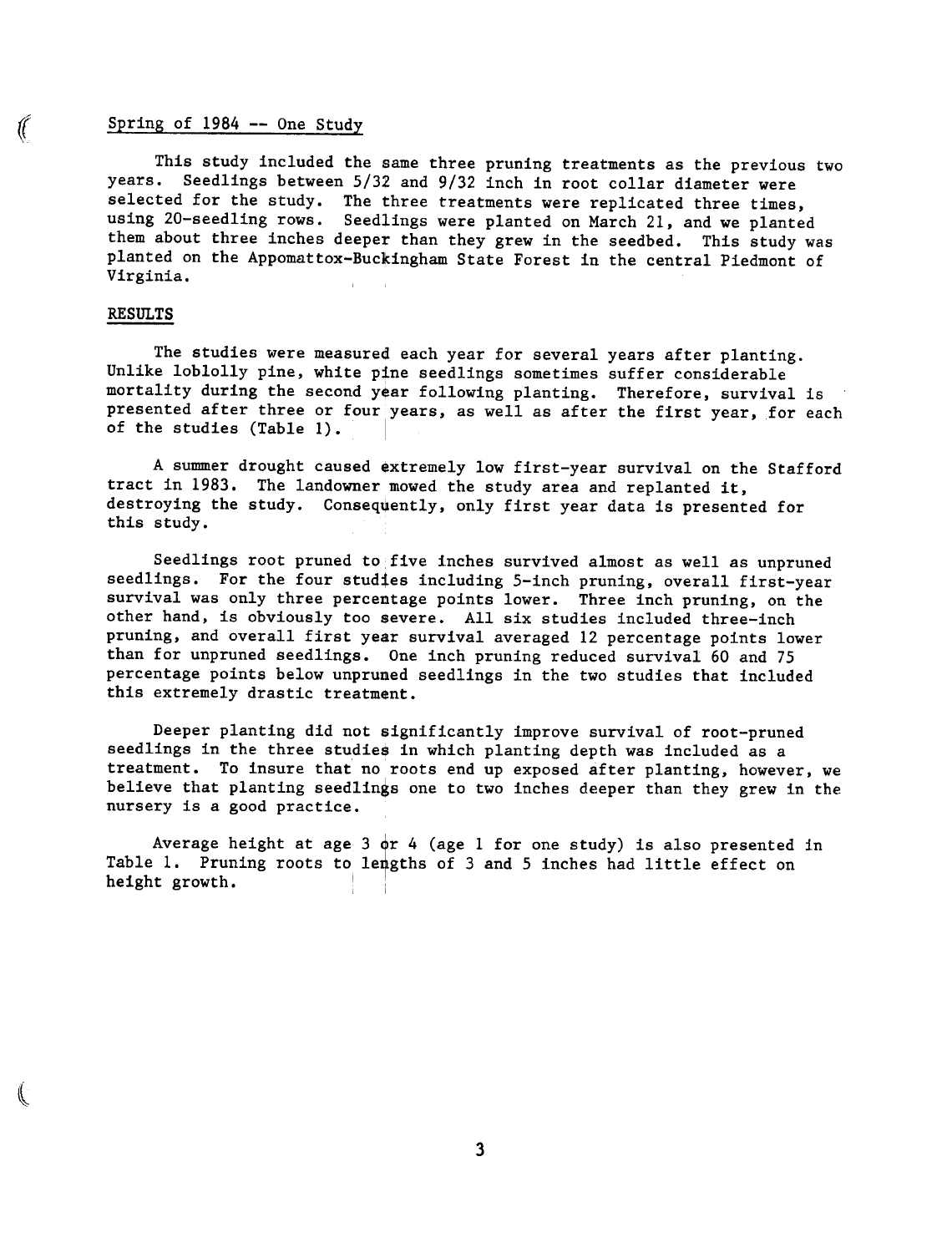Spring of 1984 -- One Study

This study included the same three pruning treatments as the previous two years. Seedlings between 5/32 and 9/32 inch in root collar diameter were selected for the study. The three treatments were replicated three times, using 20-seedling rows. Seedlings were planted on March 21, and we planted them about three inches deeper than they grew in the seedbed. This study was planted on the Appomattox-Buckingham State Forest in the central Piedmont of Virginia.

## RESULTS

The studies were measured each year for several years after planting. Unlike loblolly pine, white pine seedlings sometimes suffer considerable mortality during the second year following planting. Therefore, survival is presented after three or four years, as well as after the first year, for each of the studies (Table 1).

A summer drought caused extremely low first-year survival on the Stafford tract in 1983. The landowner mowed the study area and replanted it, destroying the study. Consequently, only first year data is presented for this study.

Seedlings root pruned to five inches survived almost as well as unpruned seedlings. For the four studies including 5-inch pruning, overall first-year survival was only three percentage points lower. Three inch pruning, on the other hand, is obviously too severe. All six studies included three-inch pruning, and overall first year survival averaged 12 percentage points lower than for unpruned seedlings. One inch pruning reduced survival 60 and 75 percentage points below unpruned seedlings in the two studies that included this extremely drastic treatment.

Deeper planting did not significantly improve survival of root-pruned seedlings in the three studies in which planting depth was included as a treatment. To insure that no roots end up exposed after planting, however, we believe that planting seedlings one to two inches deeper than they grew in the nursery is a good practice.

Average height at age 3 or 4 (age 1 for one study) is also presented in Table 1. Pruning roots to lengths of 3 and 5 inches had little effect on height growth.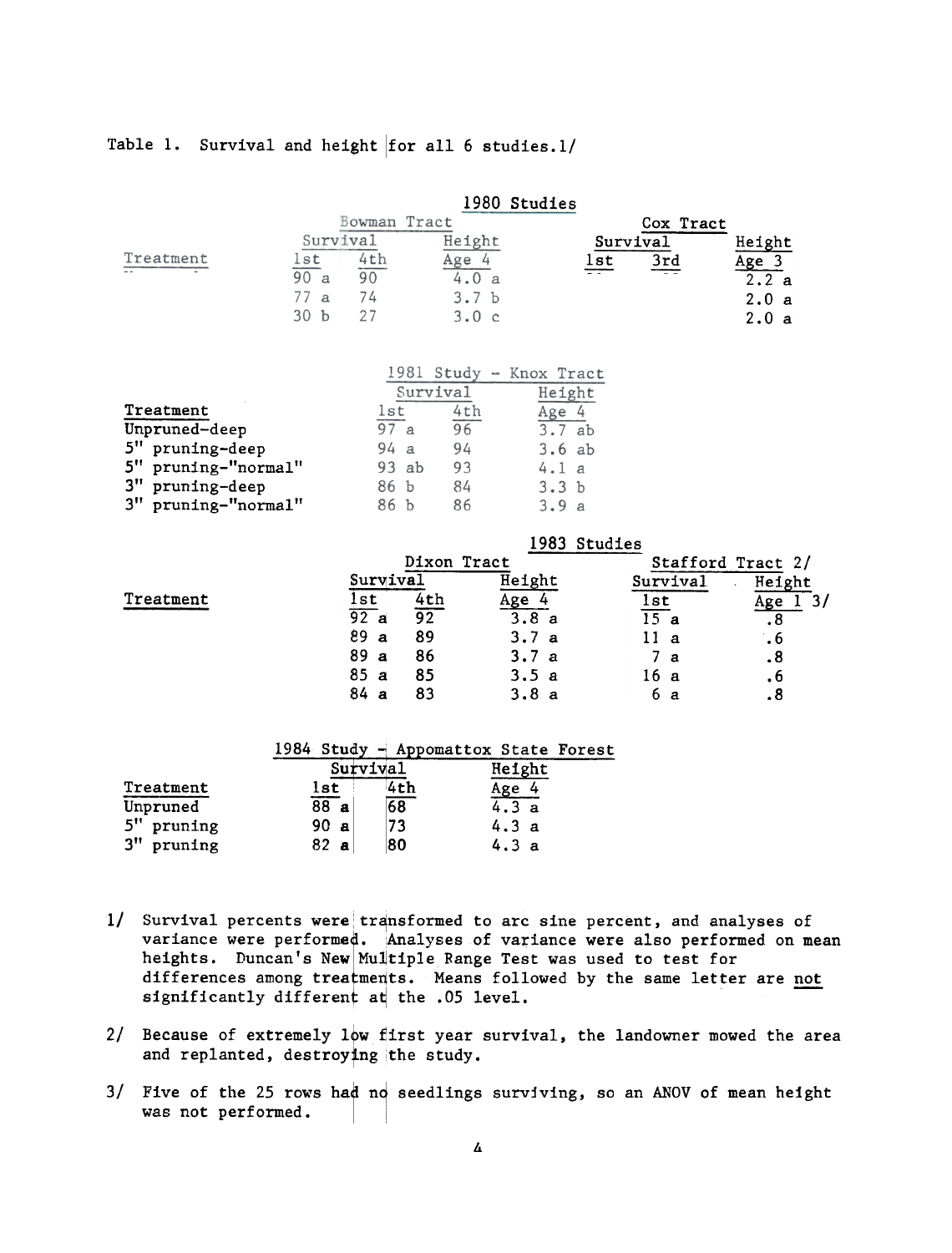Table 1. Survival and height for all 6 studies.1/

| | 1980 Studies | | | | | |
|---|---|---|---|---|---|---|
| | Bowman Tract | | | Cox Tract | | |
| | Survival | | Height | Survival | | Height |
| Treatment | 1st | 4th | Age 4 | 1st | 3rd | Age 3 |
| -- | 90 a | 90 | 4.0 a | -- | -- | 2.2 a |
| | 77 a | 74 | 3.7 b | | | 2.0 a |
| | 30 b | 27 | 3.0 c | | | 2.0 a |

| | 1981 Study - Knox Tract | | |
|---|---|---|---|
| | Survival | | Height |
| Treatment | 1st | 4th | Age 4 |
| Unpruned-deep | 97 a | 96 | 3.7 ab |
| 5" pruning-deep | 94 a | 94 | 3.6 ab |
| 5" pruning-"normal" | 93 ab | 93 | 4.1 a |
| 3" pruning-deep | 86 b | 84 | 3.3 b |
| 3" pruning-"normal" | 86 b | 86 | 3.9 a |

| | 1983 Studies | | | | |
|---|---|---|---|---|---|
| | Dixon Tract | | | Stafford Tract 2/ | |
| | Survival | | Height | Survival | Height |
| Treatment | 1st | 4th | Age 4 | 1st | Age 1 3/ |
| | 92 a | 92 | 3.8 a | 15 a | .8 |
| | 89 a | 89 | 3.7 a | 11 a | .6 |
| | 89 a | 86 | 3.7 a | 7 a | .8 |
| | 85 a | 85 | 3.5 a | 16 a | .6 |
| | 84 a | 83 | 3.8 a | 6 a | .8 |

| | 1984 Study - Appomattox State Forest | | |
|---|---|---|---|
| | Survival | | Height |
| Treatment | 1st | 4th | Age 4 |
| Unpruned | 88 a | 68 | 4.3 a |
| 5" pruning | 90 a | 73 | 4.3 a |
| 3" pruning | 82 a | 80 | 4.3 a |

1/ Survival percents were transformed to arc sine percent, and analyses of variance were performed. Analyses of variance were also performed on mean heights. Duncan's New Multiple Range Test was used to test for differences among treatments. Means followed by the same letter are not significantly different at the .05 level.

2/ Because of extremely low first year survival, the landowner mowed the area and replanted, destroying the study.

3/ Five of the 25 rows had no seedlings surviving, so an ANOV of mean height was not performed.